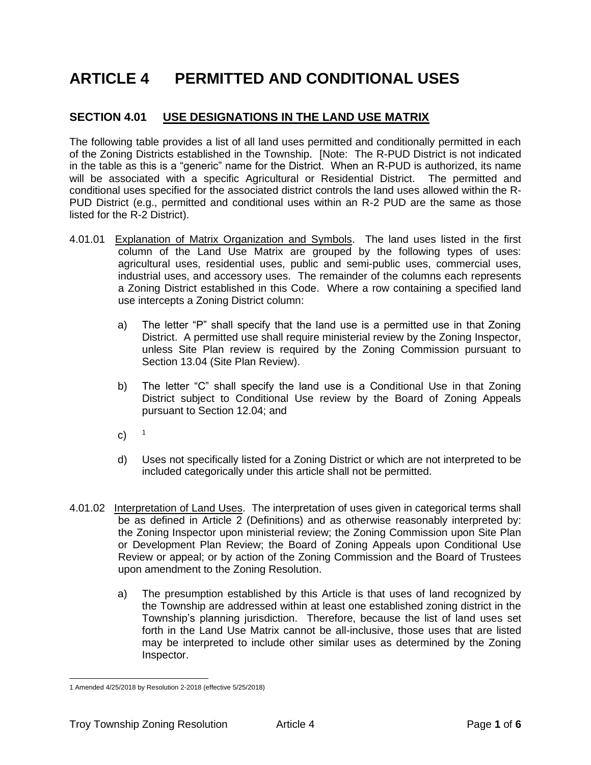# ARTICLE 4 PERMITTED AND CONDITIONAL USES

## SECTION 4.01 USE DESIGNATIONS IN THE LAND USE MATRIX

The following table provides a list of all land uses permitted and conditionally permitted in each of the Zoning Districts established in the Township. [Note: The R-PUD District is not indicated in the table as this is a "generic" name for the District. When an R-PUD is authorized, its name will be associated with a specific Agricultural or Residential District. The permitted and conditional uses specified for the associated district controls the land uses allowed within the R-PUD District (e.g., permitted and conditional uses within an R-2 PUD are the same as those listed for the R-2 District).

4.01.01 Explanation of Matrix Organization and Symbols. The land uses listed in the first column of the Land Use Matrix are grouped by the following types of uses: agricultural uses, residential uses, public and semi-public uses, commercial uses, industrial uses, and accessory uses. The remainder of the columns each represents a Zoning District established in this Code. Where a row containing a specified land use intercepts a Zoning District column:

a) The letter "P" shall specify that the land use is a permitted use in that Zoning District. A permitted use shall require ministerial review by the Zoning Inspector, unless Site Plan review is required by the Zoning Commission pursuant to Section 13.04 (Site Plan Review).

b) The letter "C" shall specify the land use is a Conditional Use in that Zoning District subject to Conditional Use review by the Board of Zoning Appeals pursuant to Section 12.04; and

c) [1]

d) Uses not specifically listed for a Zoning District or which are not interpreted to be included categorically under this article shall not be permitted.

4.01.02 Interpretation of Land Uses. The interpretation of uses given in categorical terms shall be as defined in Article 2 (Definitions) and as otherwise reasonably interpreted by: the Zoning Inspector upon ministerial review; the Zoning Commission upon Site Plan or Development Plan Review; the Board of Zoning Appeals upon Conditional Use Review or appeal; or by action of the Zoning Commission and the Board of Trustees upon amendment to the Zoning Resolution.

a) The presumption established by this Article is that uses of land recognized by the Township are addressed within at least one established zoning district in the Township's planning jurisdiction. Therefore, because the list of land uses set forth in the Land Use Matrix cannot be all-inclusive, those uses that are listed may be interpreted to include other similar uses as determined by the Zoning Inspector.

---

1 Amended 4/25/2018 by Resolution 2-2018 (effective 5/25/2018)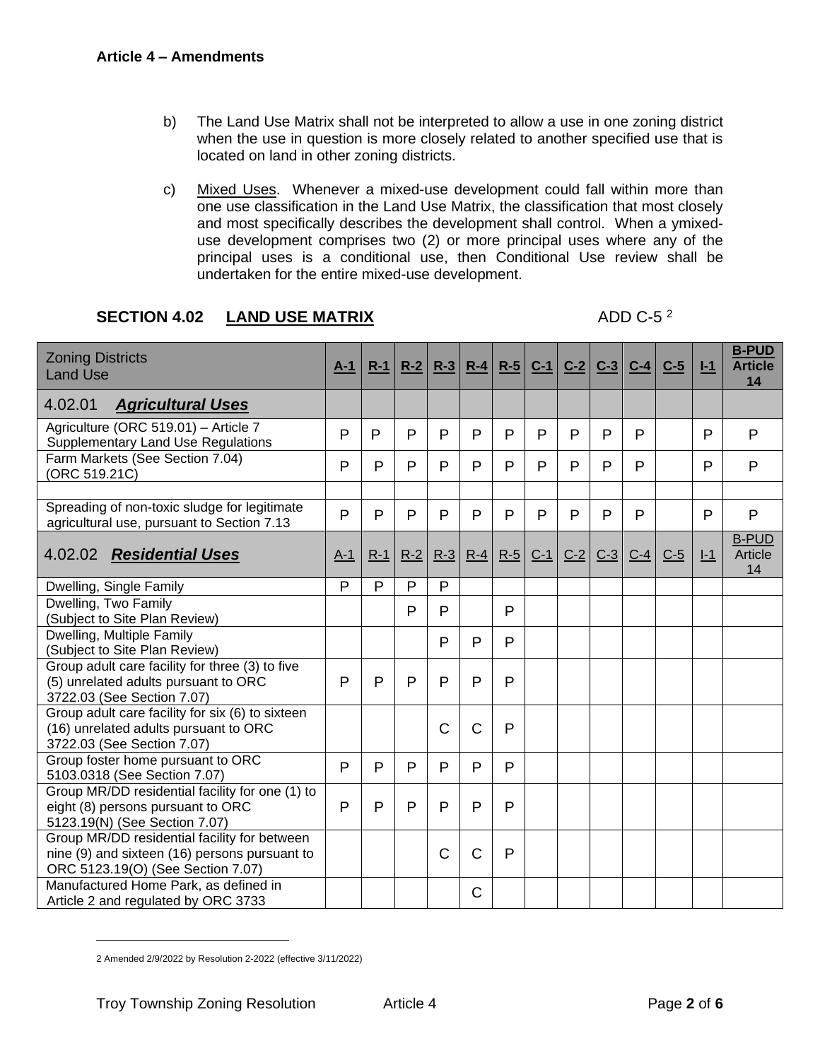**Article 4 – Amendments**

b) The Land Use Matrix shall not be interpreted to allow a use in one zoning district when the use in question is more closely related to another specified use that is located on land in other zoning districts.

c) Mixed Uses. Whenever a mixed-use development could fall within more than one use classification in the Land Use Matrix, the classification that most closely and most specifically describes the development shall control. When a ymixed-use development comprises two (2) or more principal uses where any of the principal uses is a conditional use, then Conditional Use review shall be undertaken for the entire mixed-use development.

## SECTION 4.02 LAND USE MATRIX

ADD C-5 [2]

| Zoning Districts Land Use | A-1 | R-1 | R-2 | R-3 | R-4 | R-5 | C-1 | C-2 | C-3 | C-4 | C-5 | I-1 | B-PUD Article 14 |
|---|---|---|---|---|---|---|---|---|---|---|---|---|---|
| 4.02.01 ***Agricultural Uses*** | | | | | | | | | | | | | |
| Agriculture (ORC 519.01) – Article 7 Supplementary Land Use Regulations | P | P | P | P | P | P | P | P | P | P | | P | P |
| Farm Markets (See Section 7.04) (ORC 519.21C) | P | P | P | P | P | P | P | P | P | P | | P | P |
| | | | | | | | | | | | | | |
| Spreading of non-toxic sludge for legitimate agricultural use, pursuant to Section 7.13 | P | P | P | P | P | P | P | P | P | P | | P | P |
| 4.02.02 ***Residential Uses*** | A-1 | R-1 | R-2 | R-3 | R-4 | R-5 | C-1 | C-2 | C-3 | C-4 | C-5 | I-1 | B-PUD Article 14 |
| Dwelling, Single Family | P | P | P | P | | | | | | | | | |
| Dwelling, Two Family (Subject to Site Plan Review) | | | P | P | | P | | | | | | | |
| Dwelling, Multiple Family (Subject to Site Plan Review) | | | | P | P | P | | | | | | | |
| Group adult care facility for three (3) to five (5) unrelated adults pursuant to ORC 3722.03 (See Section 7.07) | P | P | P | P | P | P | | | | | | | |
| Group adult care facility for six (6) to sixteen (16) unrelated adults pursuant to ORC 3722.03 (See Section 7.07) | | | | C | C | P | | | | | | | |
| Group foster home pursuant to ORC 5103.0318 (See Section 7.07) | P | P | P | P | P | P | | | | | | | |
| Group MR/DD residential facility for one (1) to eight (8) persons pursuant to ORC 5123.19(N) (See Section 7.07) | P | P | P | P | P | P | | | | | | | |
| Group MR/DD residential facility for between nine (9) and sixteen (16) persons pursuant to ORC 5123.19(O) (See Section 7.07) | | | | C | C | P | | | | | | | |
| Manufactured Home Park, as defined in Article 2 and regulated by ORC 3733 | | | | | C | | | | | | | | |

2 Amended 2/9/2022 by Resolution 2-2022 (effective 3/11/2022)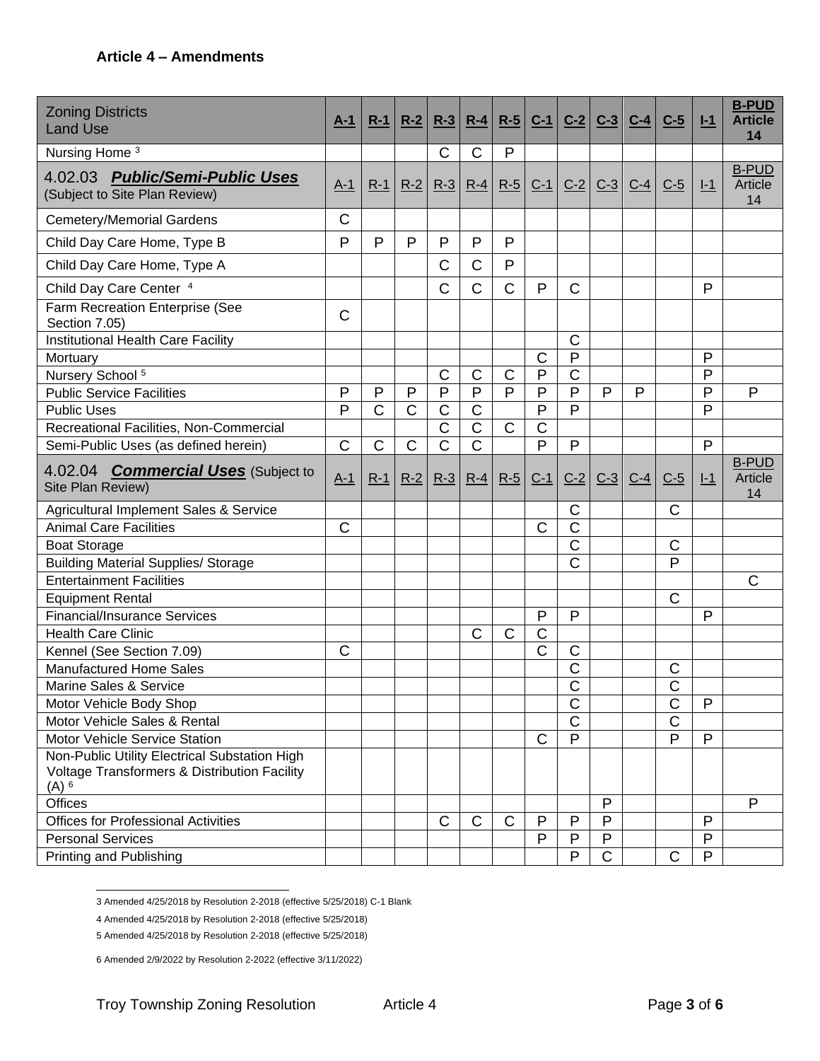### Article 4 – Amendments

| Zoning Districts Land Use | A-1 | R-1 | R-2 | R-3 | R-4 | R-5 | C-1 | C-2 | C-3 | C-4 | C-5 | I-1 | B-PUD Article 14 |
|---|---|---|---|---|---|---|---|---|---|---|---|---|---|
| Nursing Home [3] | | | | C | C | P | | | | | | | |
| **4.02.03 *Public/Semi-Public Uses*** (Subject to Site Plan Review) | A-1 | R-1 | R-2 | R-3 | R-4 | R-5 | C-1 | C-2 | C-3 | C-4 | C-5 | I-1 | B-PUD Article 14 |
| Cemetery/Memorial Gardens | C | | | | | | | | | | | | |
| Child Day Care Home, Type B | P | P | P | P | P | P | | | | | | | |
| Child Day Care Home, Type A | | | | C | C | P | | | | | | | |
| Child Day Care Center [4] | | | | C | C | C | P | C | | | | P | |
| Farm Recreation Enterprise (See Section 7.05) | C | | | | | | | | | | | | |
| Institutional Health Care Facility | | | | | | | | C | | | | | |
| Mortuary | | | | | | | C | P | | | | P | |
| Nursery School [5] | | | | C | C | C | P | C | | | | P | |
| Public Service Facilities | P | P | P | P | P | P | P | P | P | P | | P | P |
| Public Uses | P | C | C | C | C | | P | P | | | | P | |
| Recreational Facilities, Non-Commercial | | | | C | C | C | C | | | | | | |
| Semi-Public Uses (as defined herein) | C | C | C | C | C | | P | P | | | | P | |
| **4.02.04 *Commercial Uses*** (Subject to Site Plan Review) | A-1 | R-1 | R-2 | R-3 | R-4 | R-5 | C-1 | C-2 | C-3 | C-4 | C-5 | I-1 | B-PUD Article 14 |
| Agricultural Implement Sales & Service | | | | | | | | C | | | C | | |
| Animal Care Facilities | C | | | | | | C | C | | | | | |
| Boat Storage | | | | | | | | C | | | C | | |
| Building Material Supplies/ Storage | | | | | | | | C | | | P | | |
| Entertainment Facilities | | | | | | | | | | | | | C |
| Equipment Rental | | | | | | | | | | | C | | |
| Financial/Insurance Services | | | | | | | P | P | | | | P | |
| Health Care Clinic | | | | | C | C | C | | | | | | |
| Kennel (See Section 7.09) | C | | | | | | C | C | | | | | |
| Manufactured Home Sales | | | | | | | | C | | | C | | |
| Marine Sales & Service | | | | | | | | C | | | C | | |
| Motor Vehicle Body Shop | | | | | | | | C | | | C | P | |
| Motor Vehicle Sales & Rental | | | | | | | | C | | | C | | |
| Motor Vehicle Service Station | | | | | | | C | P | | | P | P | |
| Non-Public Utility Electrical Substation High Voltage Transformers & Distribution Facility (A) [6] | | | | | | | | | | | | | |
| Offices | | | | | | | | | P | | | | P |
| Offices for Professional Activities | | | | C | C | C | P | P | P | | | P | |
| Personal Services | | | | | | | P | P | P | | | P | |
| Printing and Publishing | | | | | | | | P | C | | C | P | |

3 Amended 4/25/2018 by Resolution 2-2018 (effective 5/25/2018) C-1 Blank

4 Amended 4/25/2018 by Resolution 2-2018 (effective 5/25/2018)

5 Amended 4/25/2018 by Resolution 2-2018 (effective 5/25/2018)

6 Amended 2/9/2022 by Resolution 2-2022 (effective 3/11/2022)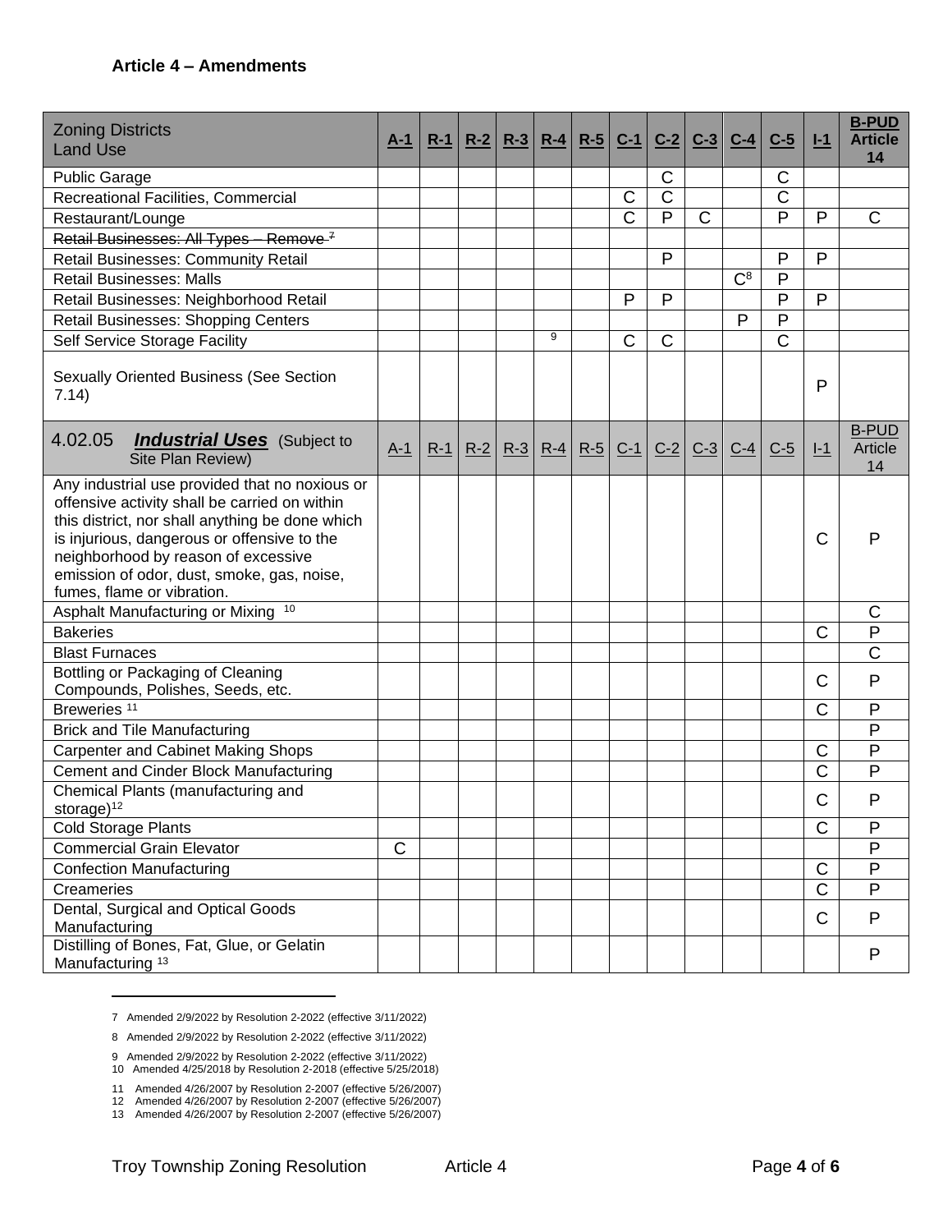**Article 4 – Amendments**

| Zoning Districts<br>Land Use | A-1 | R-1 | R-2 | R-3 | R-4 | R-5 | C-1 | C-2 | C-3 | C-4 | C-5 | I-1 | B-PUD Article 14 |
|---|---|---|---|---|---|---|---|---|---|---|---|---|---|
| Public Garage | | | | | | | | C | | | C | | |
| Recreational Facilities, Commercial | | | | | | | C | C | | | C | | |
| Restaurant/Lounge | | | | | | | C | P | C | | P | P | C |
| ~~Retail Businesses: All Types – Remove~~ [7] | | | | | | | | | | | | | |
| Retail Businesses: Community Retail | | | | | | | | P | | | P | P | |
| Retail Businesses: Malls | | | | | | | | | | C[8] | P | | |
| Retail Businesses: Neighborhood Retail | | | | | | | P | P | | | P | P | |
| Retail Businesses: Shopping Centers | | | | | | | | | | P | P | | |
| Self Service Storage Facility | | | | | [9] | | C | C | | | C | | |
| Sexually Oriented Business (See Section 7.14) | | | | | | | | | | | | P | |
| 4.02.05 ***Industrial Uses*** (Subject to Site Plan Review) | A-1 | R-1 | R-2 | R-3 | R-4 | R-5 | C-1 | C-2 | C-3 | C-4 | C-5 | I-1 | B-PUD Article 14 |
| Any industrial use provided that no noxious or offensive activity shall be carried on within this district, nor shall anything be done which is injurious, dangerous or offensive to the neighborhood by reason of excessive emission of odor, dust, smoke, gas, noise, fumes, flame or vibration. | | | | | | | | | | | | C | P |
| Asphalt Manufacturing or Mixing [10] | | | | | | | | | | | | | C |
| Bakeries | | | | | | | | | | | | C | P |
| Blast Furnaces | | | | | | | | | | | | | C |
| Bottling or Packaging of Cleaning Compounds, Polishes, Seeds, etc. | | | | | | | | | | | | C | P |
| Breweries [11] | | | | | | | | | | | | C | P |
| Brick and Tile Manufacturing | | | | | | | | | | | | | P |
| Carpenter and Cabinet Making Shops | | | | | | | | | | | | C | P |
| Cement and Cinder Block Manufacturing | | | | | | | | | | | | C | P |
| Chemical Plants (manufacturing and storage)[12] | | | | | | | | | | | | C | P |
| Cold Storage Plants | | | | | | | | | | | | C | P |
| Commercial Grain Elevator | C | | | | | | | | | | | | P |
| Confection Manufacturing | | | | | | | | | | | | C | P |
| Creameries | | | | | | | | | | | | C | P |
| Dental, Surgical and Optical Goods Manufacturing | | | | | | | | | | | | C | P |
| Distilling of Bones, Fat, Glue, or Gelatin Manufacturing [13] | | | | | | | | | | | | | P |

7 Amended 2/9/2022 by Resolution 2-2022 (effective 3/11/2022)

8 Amended 2/9/2022 by Resolution 2-2022 (effective 3/11/2022)

9 Amended 2/9/2022 by Resolution 2-2022 (effective 3/11/2022)

10 Amended 4/25/2018 by Resolution 2-2018 (effective 5/25/2018)

11 Amended 4/26/2007 by Resolution 2-2007 (effective 5/26/2007)

12 Amended 4/26/2007 by Resolution 2-2007 (effective 5/26/2007)

13 Amended 4/26/2007 by Resolution 2-2007 (effective 5/26/2007)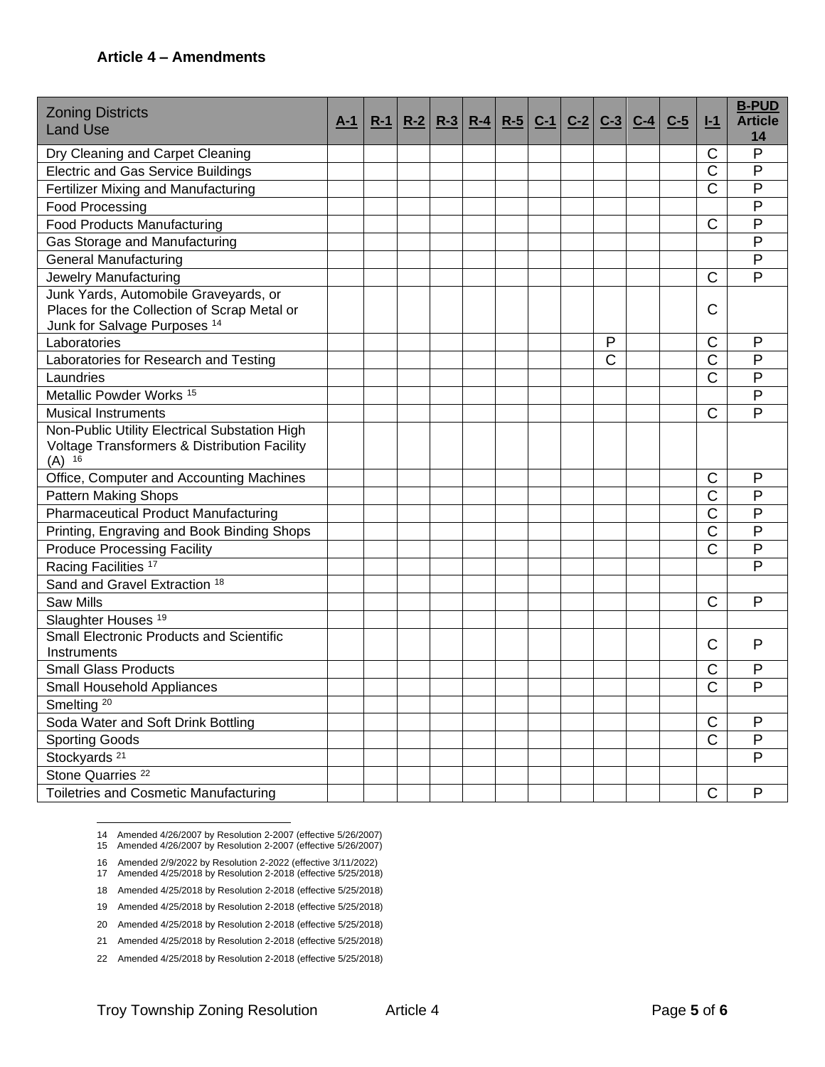**Article 4 – Amendments**

| Zoning Districts Land Use | A-1 | R-1 | R-2 | R-3 | R-4 | R-5 | C-1 | C-2 | C-3 | C-4 | C-5 | I-1 | B-PUD Article 14 |
|---|---|---|---|---|---|---|---|---|---|---|---|---|---|
| Dry Cleaning and Carpet Cleaning | | | | | | | | | | | | C | P |
| Electric and Gas Service Buildings | | | | | | | | | | | | C | P |
| Fertilizer Mixing and Manufacturing | | | | | | | | | | | | C | P |
| Food Processing | | | | | | | | | | | | | P |
| Food Products Manufacturing | | | | | | | | | | | | C | P |
| Gas Storage and Manufacturing | | | | | | | | | | | | | P |
| General Manufacturing | | | | | | | | | | | | | P |
| Jewelry Manufacturing | | | | | | | | | | | | C | P |
| Junk Yards, Automobile Graveyards, or Places for the Collection of Scrap Metal or Junk for Salvage Purposes [14] | | | | | | | | | | | | C | |
| Laboratories | | | | | | | | | P | | | C | P |
| Laboratories for Research and Testing | | | | | | | | | C | | | C | P |
| Laundries | | | | | | | | | | | | C | P |
| Metallic Powder Works [15] | | | | | | | | | | | | | P |
| Musical Instruments | | | | | | | | | | | | C | P |
| Non-Public Utility Electrical Substation High Voltage Transformers & Distribution Facility (A) [16] | | | | | | | | | | | | | |
| Office, Computer and Accounting Machines | | | | | | | | | | | | C | P |
| Pattern Making Shops | | | | | | | | | | | | C | P |
| Pharmaceutical Product Manufacturing | | | | | | | | | | | | C | P |
| Printing, Engraving and Book Binding Shops | | | | | | | | | | | | C | P |
| Produce Processing Facility | | | | | | | | | | | | C | P |
| Racing Facilities [17] | | | | | | | | | | | | | P |
| Sand and Gravel Extraction [18] | | | | | | | | | | | | | |
| Saw Mills | | | | | | | | | | | | C | P |
| Slaughter Houses [19] | | | | | | | | | | | | | |
| Small Electronic Products and Scientific Instruments | | | | | | | | | | | | C | P |
| Small Glass Products | | | | | | | | | | | | C | P |
| Small Household Appliances | | | | | | | | | | | | C | P |
| Smelting [20] | | | | | | | | | | | | | |
| Soda Water and Soft Drink Bottling | | | | | | | | | | | | C | P |
| Sporting Goods | | | | | | | | | | | | C | P |
| Stockyards [21] | | | | | | | | | | | | | P |
| Stone Quarries [22] | | | | | | | | | | | | | |
| Toiletries and Cosmetic Manufacturing | | | | | | | | | | | | C | P |

14 Amended 4/26/2007 by Resolution 2-2007 (effective 5/26/2007)
15 Amended 4/26/2007 by Resolution 2-2007 (effective 5/26/2007)
16 Amended 2/9/2022 by Resolution 2-2022 (effective 3/11/2022)
17 Amended 4/25/2018 by Resolution 2-2018 (effective 5/25/2018)
18 Amended 4/25/2018 by Resolution 2-2018 (effective 5/25/2018)
19 Amended 4/25/2018 by Resolution 2-2018 (effective 5/25/2018)
20 Amended 4/25/2018 by Resolution 2-2018 (effective 5/25/2018)
21 Amended 4/25/2018 by Resolution 2-2018 (effective 5/25/2018)
22 Amended 4/25/2018 by Resolution 2-2018 (effective 5/25/2018)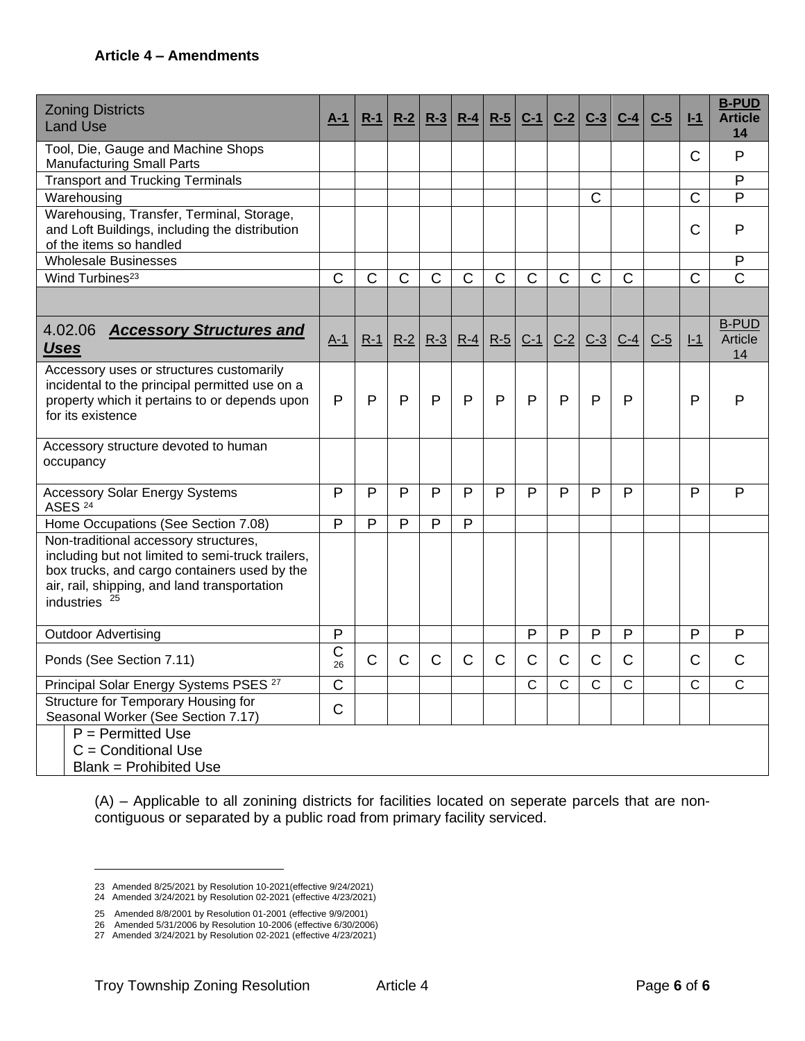**Article 4 – Amendments**

| Zoning Districts<br>Land Use | A-1 | R-1 | R-2 | R-3 | R-4 | R-5 | C-1 | C-2 | C-3 | C-4 | C-5 | I-1 | B-PUD Article 14 |
|---|---|---|---|---|---|---|---|---|---|---|---|---|---|
| Tool, Die, Gauge and Machine Shops Manufacturing Small Parts | | | | | | | | | | | | C | P |
| Transport and Trucking Terminals | | | | | | | | | | | | | P |
| Warehousing | | | | | | | | | C | | | C | P |
| Warehousing, Transfer, Terminal, Storage, and Loft Buildings, including the distribution of the items so handled | | | | | | | | | | | | C | P |
| Wholesale Businesses | | | | | | | | | | | | | P |
| Wind Turbines[23] | C | C | C | C | C | C | C | C | C | C | | C | C |
| | | | | | | | | | | | | | |
| 4.02.06 ***Accessory Structures and Uses*** | A-1 | R-1 | R-2 | R-3 | R-4 | R-5 | C-1 | C-2 | C-3 | C-4 | C-5 | I-1 | B-PUD Article 14 |
| Accessory uses or structures customarily incidental to the principal permitted use on a property which it pertains to or depends upon for its existence | P | P | P | P | P | P | P | P | P | P | | P | P |
| Accessory structure devoted to human occupancy | | | | | | | | | | | | | |
| Accessory Solar Energy Systems ASES [24] | P | P | P | P | P | P | P | P | P | P | | P | P |
| Home Occupations (See Section 7.08) | P | P | P | P | P | | | | | | | | |
| Non-traditional accessory structures, including but not limited to semi-truck trailers, box trucks, and cargo containers used by the air, rail, shipping, and land transportation industries [25] | | | | | | | | | | | | | |
| Outdoor Advertising | P | | | | | | P | P | P | P | | P | P |
| Ponds (See Section 7.11) | C [26] | C | C | C | C | C | C | C | C | C | | C | C |
| Principal Solar Energy Systems PSES [27] | C | | | | | | C | C | C | C | | C | C |
| Structure for Temporary Housing for Seasonal Worker (See Section 7.17) | C | | | | | | | | | | | | |
| P = Permitted Use<br>C = Conditional Use<br>Blank = Prohibited Use | | | | | | | | | | | | | |

(A) – Applicable to all zonining districts for facilities located on seperate parcels that are non-contiguous or separated by a public road from primary facility serviced.

---

23 Amended 8/25/2021 by Resolution 10-2021(effective 9/24/2021)
24 Amended 3/24/2021 by Resolution 02-2021 (effective 4/23/2021)
25 Amended 8/8/2001 by Resolution 01-2001 (effective 9/9/2001)
26 Amended 5/31/2006 by Resolution 10-2006 (effective 6/30/2006)
27 Amended 3/24/2021 by Resolution 02-2021 (effective 4/23/2021)